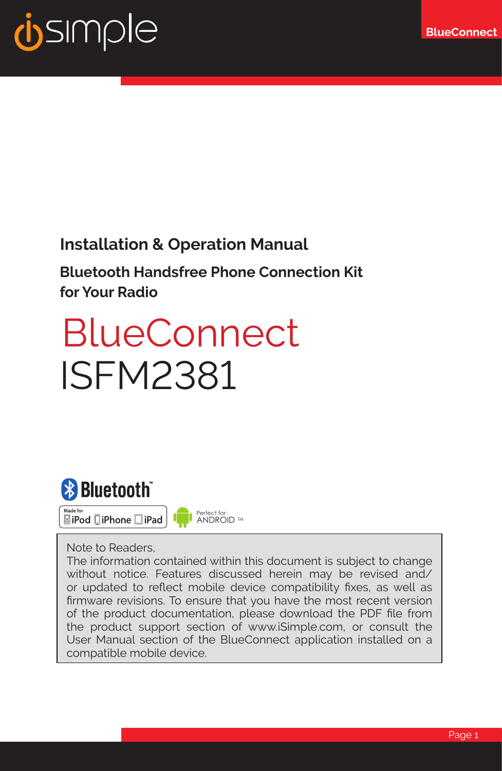# Installation & Operation Manual

## Bluetooth Handsfree Phone Connection Kit for Your Radio

# BlueConnect ISFM2381

Bluetooth™

Made for iPod iPhone iPad

Perfect for ANDROID ™

Note to Readers,
The information contained within this document is subject to change without notice. Features discussed herein may be revised and/or updated to reflect mobile device compatibility fixes, as well as firmware revisions. To ensure that you have the most recent version of the product documentation, please download the PDF file from the product support section of www.iSimple.com, or consult the User Manual section of the BlueConnect application installed on a compatible mobile device.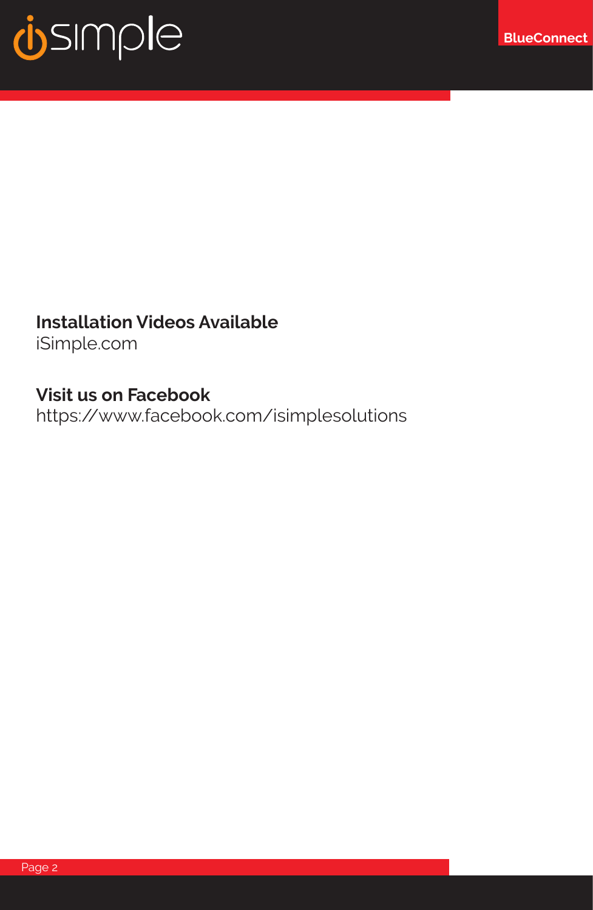**Installation Videos Available**
iSimple.com

**Visit us on Facebook**
https://www.facebook.com/isimplesolutions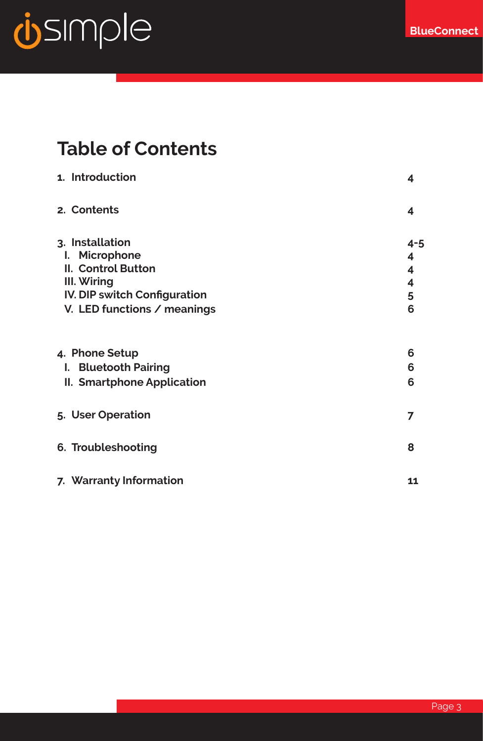# Table of Contents

| | |
|---|---|
| **1. Introduction** | **4** |
| **2. Contents** | **4** |
| **3. Installation** | **4-5** |
| I. Microphone | 4 |
| II. Control Button | 4 |
| III. Wiring | 4 |
| IV. DIP switch Configuration | 5 |
| V. LED functions / meanings | 6 |
| **4. Phone Setup** | **6** |
| I. Bluetooth Pairing | 6 |
| II. Smartphone Application | 6 |
| **5. User Operation** | **7** |
| **6. Troubleshooting** | **8** |
| **7. Warranty Information** | **11** |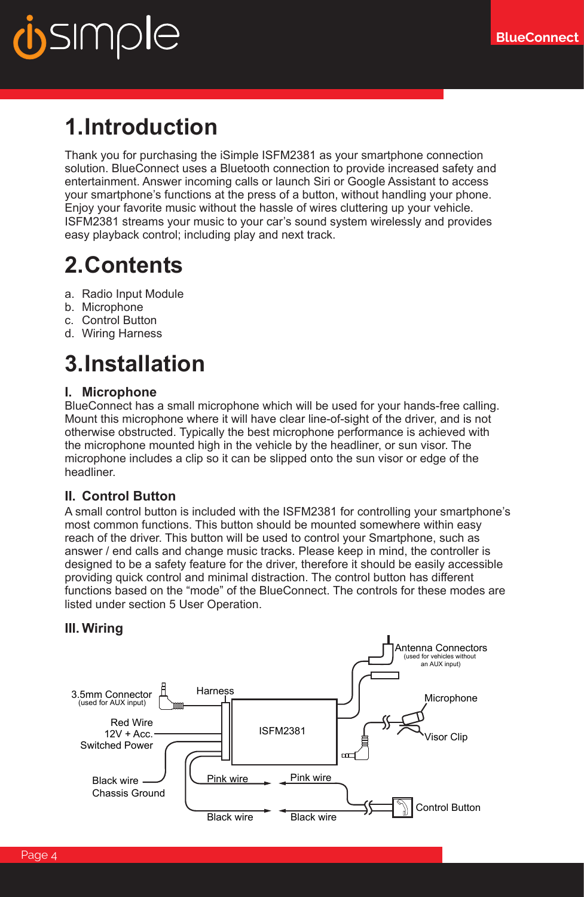# 1.Introduction

Thank you for purchasing the iSimple ISFM2381 as your smartphone connection solution. BlueConnect uses a Bluetooth connection to provide increased safety and entertainment. Answer incoming calls or launch Siri or Google Assistant to access your smartphone's functions at the press of a button, without handling your phone. Enjoy your favorite music without the hassle of wires cluttering up your vehicle. ISFM2381 streams your music to your car's sound system wirelessly and provides easy playback control; including play and next track.

# 2.Contents

a. Radio Input Module
b. Microphone
c. Control Button
d. Wiring Harness

# 3.Installation

### I. Microphone

BlueConnect has a small microphone which will be used for your hands-free calling. Mount this microphone where it will have clear line-of-sight of the driver, and is not otherwise obstructed. Typically the best microphone performance is achieved with the microphone mounted high in the vehicle by the headliner, or sun visor. The microphone includes a clip so it can be slipped onto the sun visor or edge of the headliner.

### II. Control Button

A small control button is included with the ISFM2381 for controlling your smartphone's most common functions. This button should be mounted somewhere within easy reach of the driver. This button will be used to control your Smartphone, such as answer / end calls and change music tracks. Please keep in mind, the controller is designed to be a safety feature for the driver, therefore it should be easily accessible providing quick control and minimal distraction. The control button has different functions based on the "mode" of the BlueConnect. The controls for these modes are listed under section 5 User Operation.

### III. Wiring

Antenna Connectors (used for vehicles without an AUX input)

3.5mm Connector (used for AUX input)

Harness

Microphone

Red Wire 12V + Acc. Switched Power

ISFM2381

Visor Clip

Black wire Chassis Ground

Pink wire

Pink wire

Control Button

Black wire

Black wire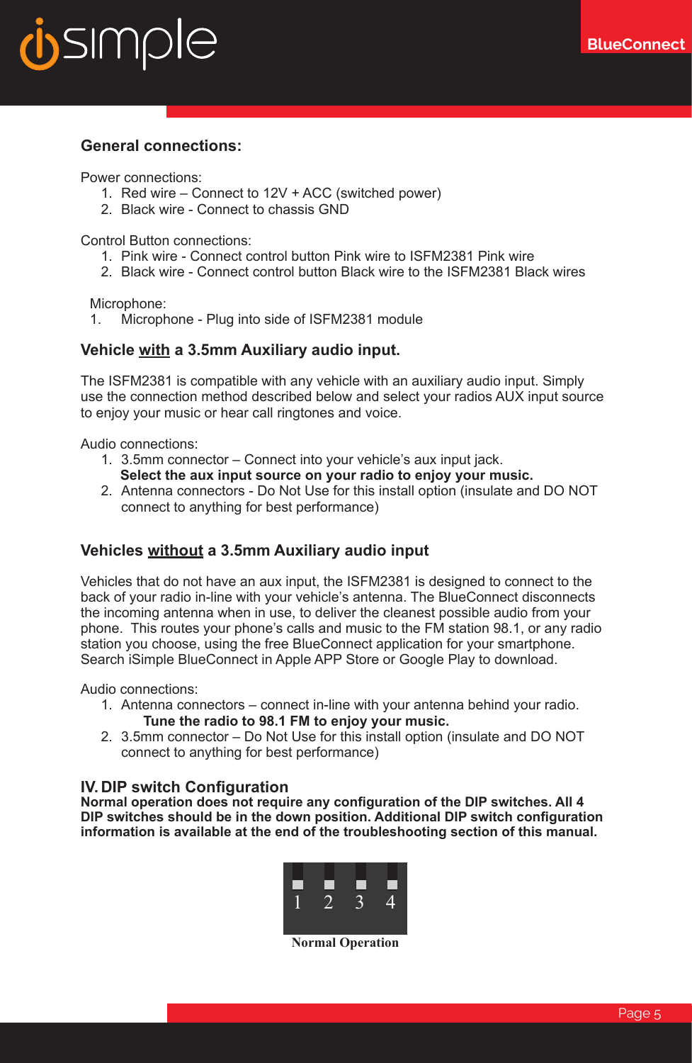## General connections:

Power connections:

1. Red wire – Connect to 12V + ACC (switched power)
2. Black wire - Connect to chassis GND

Control Button connections:

1. Pink wire - Connect control button Pink wire to ISFM2381 Pink wire
2. Black wire - Connect control button Black wire to the ISFM2381 Black wires

Microphone:

1. Microphone - Plug into side of ISFM2381 module

## Vehicle with a 3.5mm Auxiliary audio input.

The ISFM2381 is compatible with any vehicle with an auxiliary audio input. Simply use the connection method described below and select your radios AUX input source to enjoy your music or hear call ringtones and voice.

Audio connections:

1. 3.5mm connector – Connect into your vehicle's aux input jack.
   **Select the aux input source on your radio to enjoy your music.**
2. Antenna connectors - Do Not Use for this install option (insulate and DO NOT connect to anything for best performance)

## Vehicles without a 3.5mm Auxiliary audio input

Vehicles that do not have an aux input, the ISFM2381 is designed to connect to the back of your radio in-line with your vehicle's antenna. The BlueConnect disconnects the incoming antenna when in use, to deliver the cleanest possible audio from your phone. This routes your phone's calls and music to the FM station 98.1, or any radio station you choose, using the free BlueConnect application for your smartphone. Search iSimple BlueConnect in Apple APP Store or Google Play to download.

Audio connections:

1. Antenna connectors – connect in-line with your antenna behind your radio.
   **Tune the radio to 98.1 FM to enjoy your music.**
2. 3.5mm connector – Do Not Use for this install option (insulate and DO NOT connect to anything for best performance)

## IV. DIP switch Configuration

**Normal operation does not require any configuration of the DIP switches. All 4 DIP switches should be in the down position. Additional DIP switch configuration information is available at the end of the troubleshooting section of this manual.**

1 2 3 4

**Normal Operation**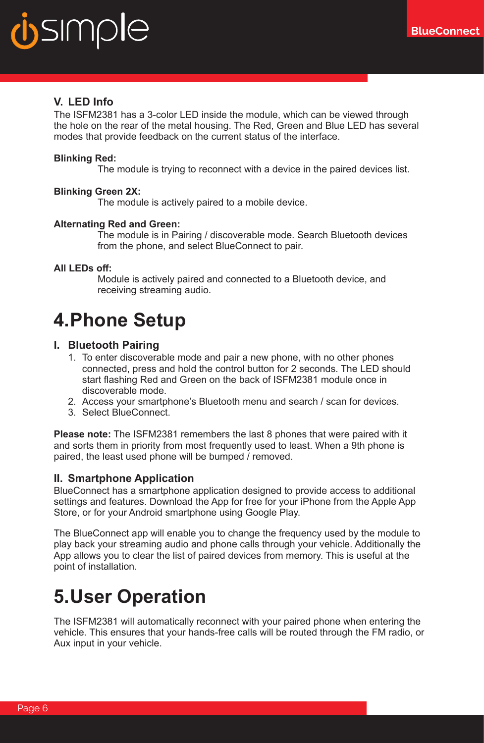### V. LED Info

The ISFM2381 has a 3-color LED inside the module, which can be viewed through the hole on the rear of the metal housing. The Red, Green and Blue LED has several modes that provide feedback on the current status of the interface.

**Blinking Red:**

The module is trying to reconnect with a device in the paired devices list.

**Blinking Green 2X:**

The module is actively paired to a mobile device.

**Alternating Red and Green:**

The module is in Pairing / discoverable mode. Search Bluetooth devices from the phone, and select BlueConnect to pair.

**All LEDs off:**

Module is actively paired and connected to a Bluetooth device, and receiving streaming audio.

# 4. Phone Setup

### I. Bluetooth Pairing

1. To enter discoverable mode and pair a new phone, with no other phones connected, press and hold the control button for 2 seconds. The LED should start flashing Red and Green on the back of ISFM2381 module once in discoverable mode.
2. Access your smartphone's Bluetooth menu and search / scan for devices.
3. Select BlueConnect.

**Please note:** The ISFM2381 remembers the last 8 phones that were paired with it and sorts them in priority from most frequently used to least. When a 9th phone is paired, the least used phone will be bumped / removed.

### II. Smartphone Application

BlueConnect has a smartphone application designed to provide access to additional settings and features. Download the App for free for your iPhone from the Apple App Store, or for your Android smartphone using Google Play.

The BlueConnect app will enable you to change the frequency used by the module to play back your streaming audio and phone calls through your vehicle. Additionally the App allows you to clear the list of paired devices from memory. This is useful at the point of installation.

# 5. User Operation

The ISFM2381 will automatically reconnect with your paired phone when entering the vehicle. This ensures that your hands-free calls will be routed through the FM radio, or Aux input in your vehicle.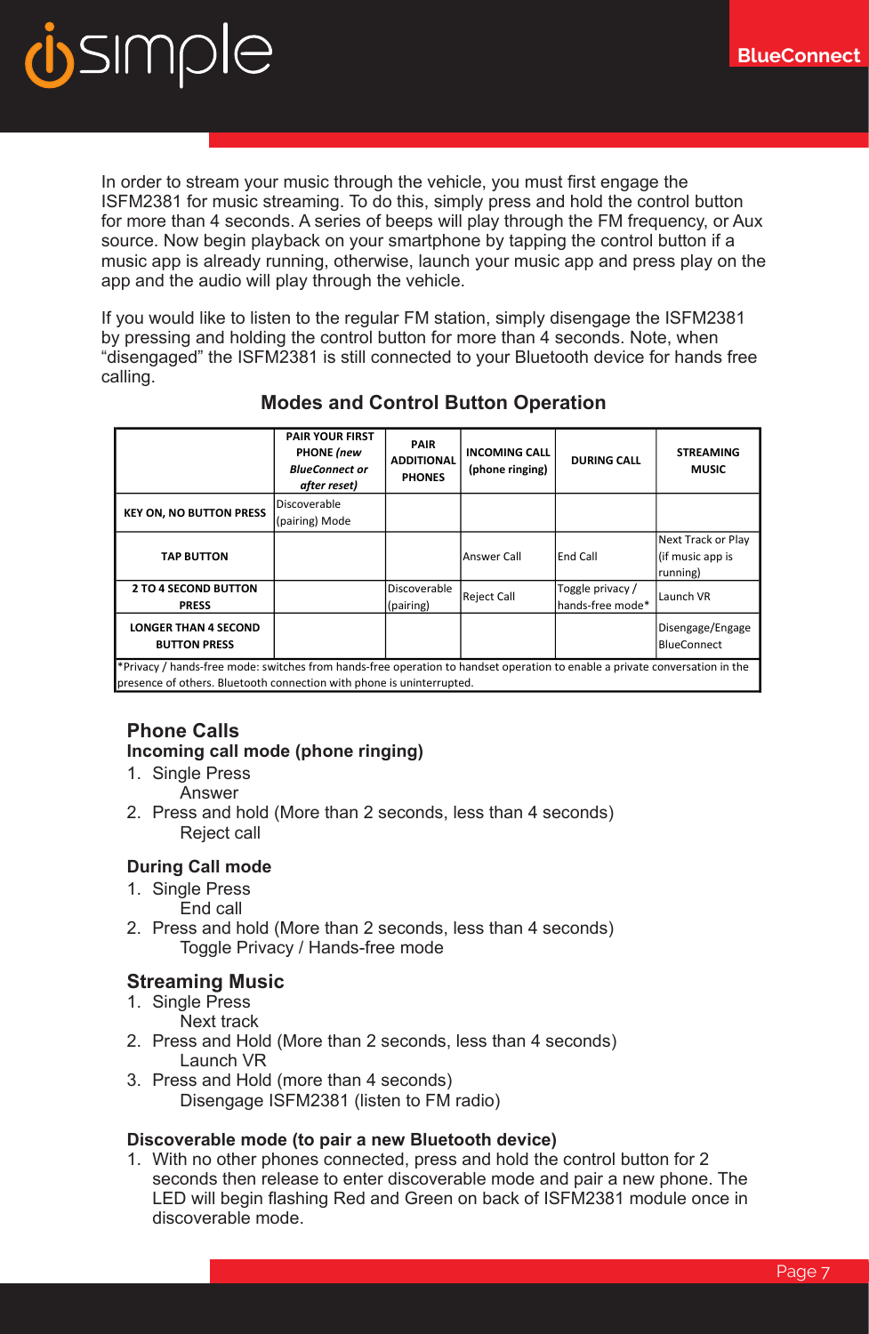In order to stream your music through the vehicle, you must first engage the ISFM2381 for music streaming. To do this, simply press and hold the control button for more than 4 seconds. A series of beeps will play through the FM frequency, or Aux source. Now begin playback on your smartphone by tapping the control button if a music app is already running, otherwise, launch your music app and press play on the app and the audio will play through the vehicle.

If you would like to listen to the regular FM station, simply disengage the ISFM2381 by pressing and holding the control button for more than 4 seconds. Note, when “disengaged” the ISFM2381 is still connected to your Bluetooth device for hands free calling.

## Modes and Control Button Operation

| | PAIR YOUR FIRST PHONE *(new BlueConnect or after reset)* | PAIR ADDITIONAL PHONES | INCOMING CALL (phone ringing) | DURING CALL | STREAMING MUSIC |
|---|---|---|---|---|---|
| KEY ON, NO BUTTON PRESS | Discoverable (pairing) Mode | | | | |
| TAP BUTTON | | | Answer Call | End Call | Next Track or Play (if music app is running) |
| 2 TO 4 SECOND BUTTON PRESS | | Discoverable (pairing) | Reject Call | Toggle privacy / hands-free mode* | Launch VR |
| LONGER THAN 4 SECOND BUTTON PRESS | | | | | Disengage/Engage BlueConnect |

*Privacy / hands-free mode: switches from hands-free operation to handset operation to enable a private conversation in the presence of others. Bluetooth connection with phone is uninterrupted.

## Phone Calls

### Incoming call mode (phone ringing)

1. Single Press
   Answer
2. Press and hold (More than 2 seconds, less than 4 seconds)
   Reject call

### During Call mode

1. Single Press
   End call
2. Press and hold (More than 2 seconds, less than 4 seconds)
   Toggle Privacy / Hands-free mode

## Streaming Music

1. Single Press
   Next track
2. Press and Hold (More than 2 seconds, less than 4 seconds)
   Launch VR
3. Press and Hold (more than 4 seconds)
   Disengage ISFM2381 (listen to FM radio)

### Discoverable mode (to pair a new Bluetooth device)

1. With no other phones connected, press and hold the control button for 2 seconds then release to enter discoverable mode and pair a new phone. The LED will begin flashing Red and Green on back of ISFM2381 module once in discoverable mode.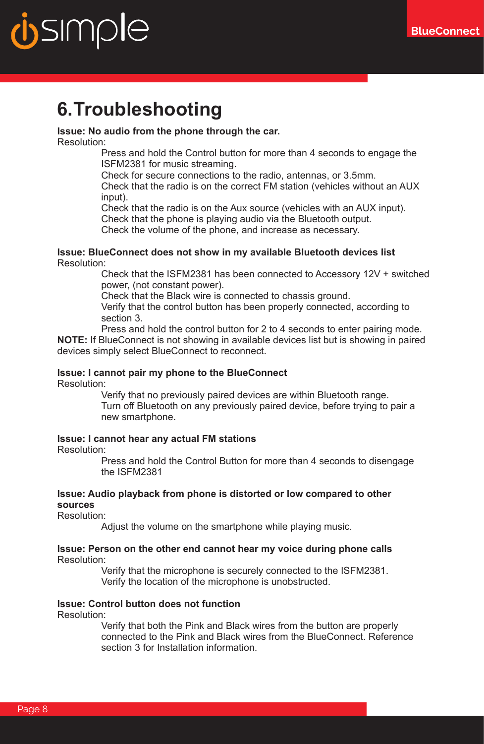# 6. Troubleshooting

**Issue: No audio from the phone through the car.**

Resolution:

Press and hold the Control button for more than 4 seconds to engage the ISFM2381 for music streaming.
Check for secure connections to the radio, antennas, or 3.5mm.
Check that the radio is on the correct FM station (vehicles without an AUX input).
Check that the radio is on the Aux source (vehicles with an AUX input).
Check that the phone is playing audio via the Bluetooth output.
Check the volume of the phone, and increase as necessary.

**Issue: BlueConnect does not show in my available Bluetooth devices list**

Resolution:

Check that the ISFM2381 has been connected to Accessory 12V + switched power, (not constant power).
Check that the Black wire is connected to chassis ground.
Verify that the control button has been properly connected, according to section 3.
Press and hold the control button for 2 to 4 seconds to enter pairing mode.

**NOTE:** If BlueConnect is not showing in available devices list but is showing in paired devices simply select BlueConnect to reconnect.

**Issue: I cannot pair my phone to the BlueConnect**

Resolution:

Verify that no previously paired devices are within Bluetooth range.
Turn off Bluetooth on any previously paired device, before trying to pair a new smartphone.

**Issue: I cannot hear any actual FM stations**

Resolution:

Press and hold the Control Button for more than 4 seconds to disengage the ISFM2381

**Issue: Audio playback from phone is distorted or low compared to other sources**

Resolution:

Adjust the volume on the smartphone while playing music.

**Issue: Person on the other end cannot hear my voice during phone calls**

Resolution:

Verify that the microphone is securely connected to the ISFM2381.
Verify the location of the microphone is unobstructed.

**Issue: Control button does not function**

Resolution:

Verify that both the Pink and Black wires from the button are properly connected to the Pink and Black wires from the BlueConnect. Reference section 3 for Installation information.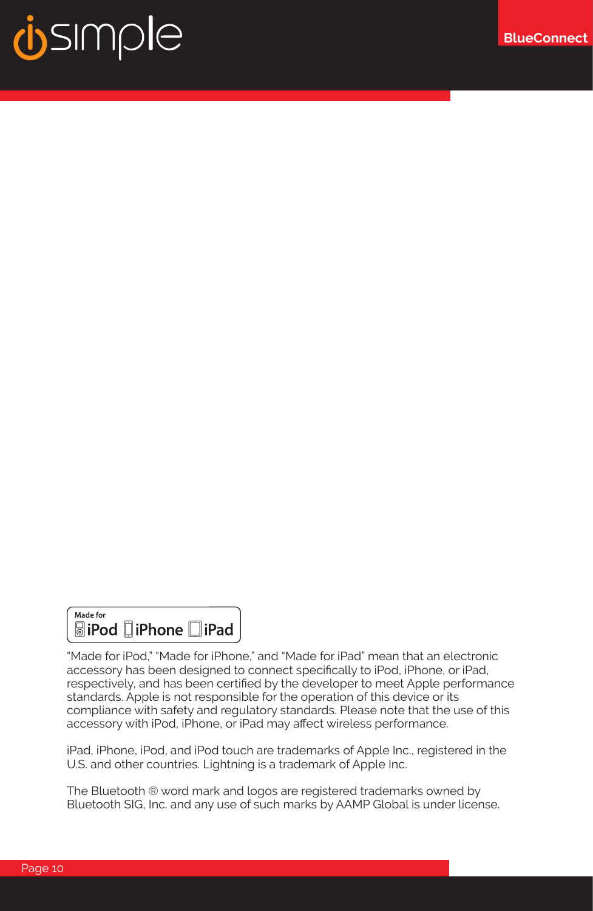Made for iPod iPhone iPad

“Made for iPod,” “Made for iPhone,” and “Made for iPad” mean that an electronic accessory has been designed to connect specifically to iPod, iPhone, or iPad, respectively, and has been certified by the developer to meet Apple performance standards. Apple is not responsible for the operation of this device or its compliance with safety and regulatory standards. Please note that the use of this accessory with iPod, iPhone, or iPad may affect wireless performance.

iPad, iPhone, iPod, and iPod touch are trademarks of Apple Inc., registered in the U.S. and other countries. Lightning is a trademark of Apple Inc.

The Bluetooth ® word mark and logos are registered trademarks owned by Bluetooth SIG, Inc. and any use of such marks by AAMP Global is under license.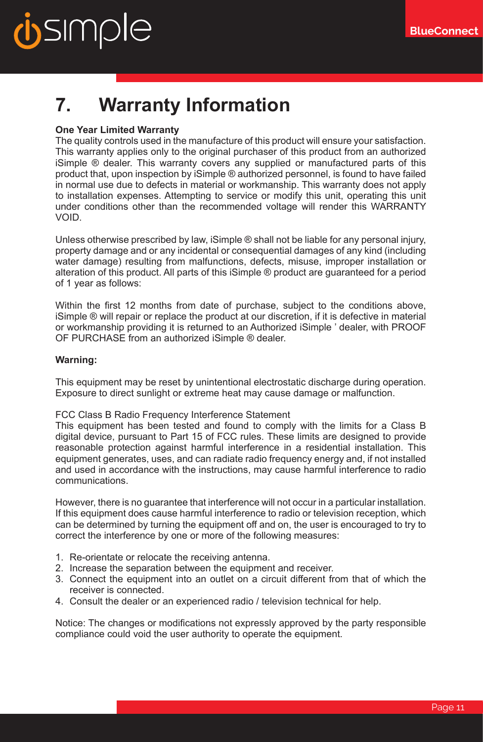# 7. Warranty Information

**One Year Limited Warranty**
The quality controls used in the manufacture of this product will ensure your satisfaction. This warranty applies only to the original purchaser of this product from an authorized iSimple ® dealer. This warranty covers any supplied or manufactured parts of this product that, upon inspection by iSimple ® authorized personnel, is found to have failed in normal use due to defects in material or workmanship. This warranty does not apply to installation expenses. Attempting to service or modify this unit, operating this unit under conditions other than the recommended voltage will render this WARRANTY VOID.

Unless otherwise prescribed by law, iSimple ® shall not be liable for any personal injury, property damage and or any incidental or consequential damages of any kind (including water damage) resulting from malfunctions, defects, misuse, improper installation or alteration of this product. All parts of this iSimple ® product are guaranteed for a period of 1 year as follows:

Within the first 12 months from date of purchase, subject to the conditions above, iSimple ® will repair or replace the product at our discretion, if it is defective in material or workmanship providing it is returned to an Authorized iSimple ' dealer, with PROOF OF PURCHASE from an authorized iSimple ® dealer.

**Warning:**

This equipment may be reset by unintentional electrostatic discharge during operation. Exposure to direct sunlight or extreme heat may cause damage or malfunction.

FCC Class B Radio Frequency Interference Statement
This equipment has been tested and found to comply with the limits for a Class B digital device, pursuant to Part 15 of FCC rules. These limits are designed to provide reasonable protection against harmful interference in a residential installation. This equipment generates, uses, and can radiate radio frequency energy and, if not installed and used in accordance with the instructions, may cause harmful interference to radio communications.

However, there is no guarantee that interference will not occur in a particular installation. If this equipment does cause harmful interference to radio or television reception, which can be determined by turning the equipment off and on, the user is encouraged to try to correct the interference by one or more of the following measures:

1. Re-orientate or relocate the receiving antenna.
2. Increase the separation between the equipment and receiver.
3. Connect the equipment into an outlet on a circuit different from that of which the receiver is connected.
4. Consult the dealer or an experienced radio / television technical for help.

Notice: The changes or modifications not expressly approved by the party responsible compliance could void the user authority to operate the equipment.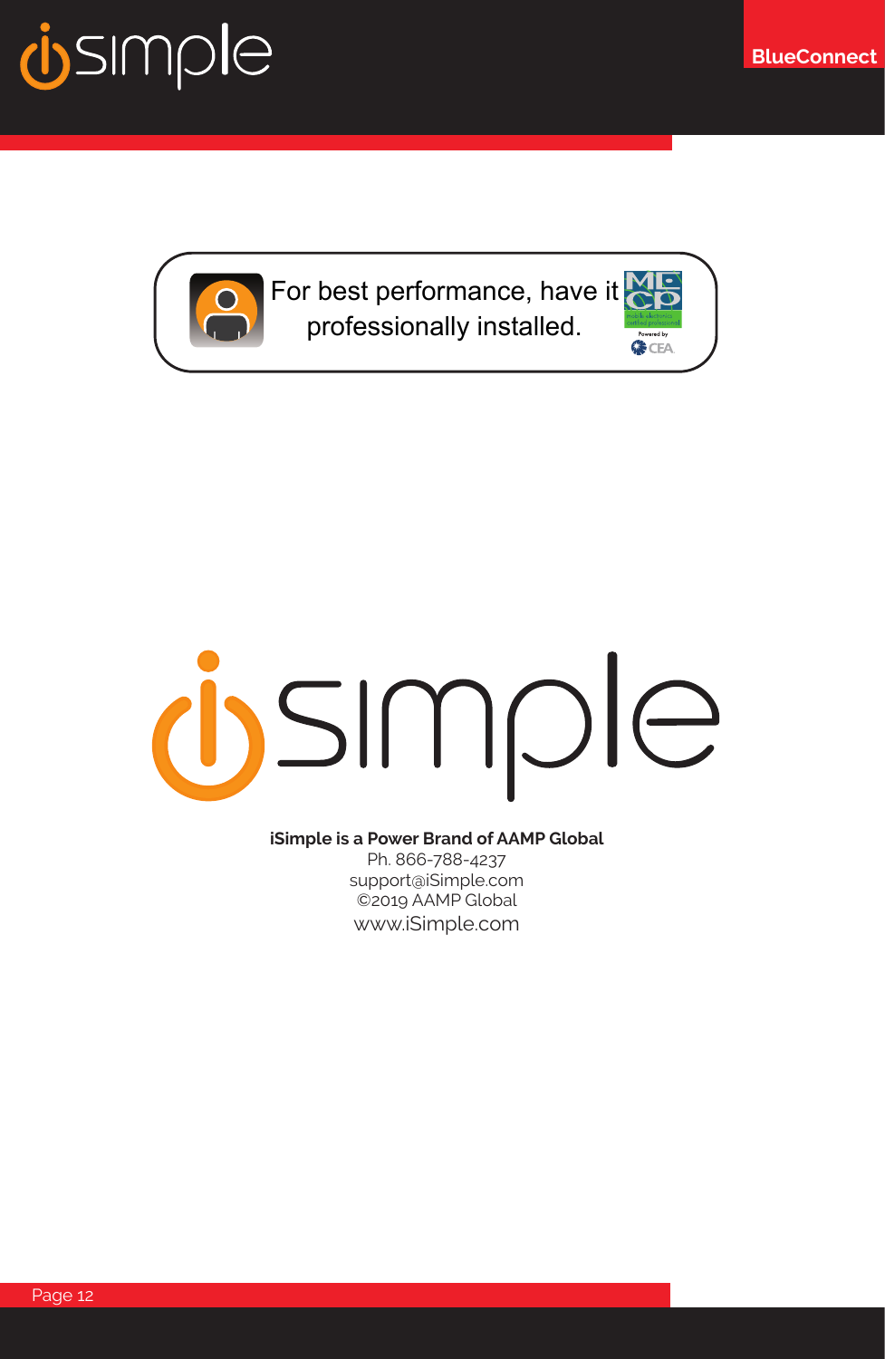For best performance, have it professionally installed.

**iSimple is a Power Brand of AAMP Global**
Ph. 866-788-4237
support@iSimple.com
©2019 AAMP Global
www.iSimple.com